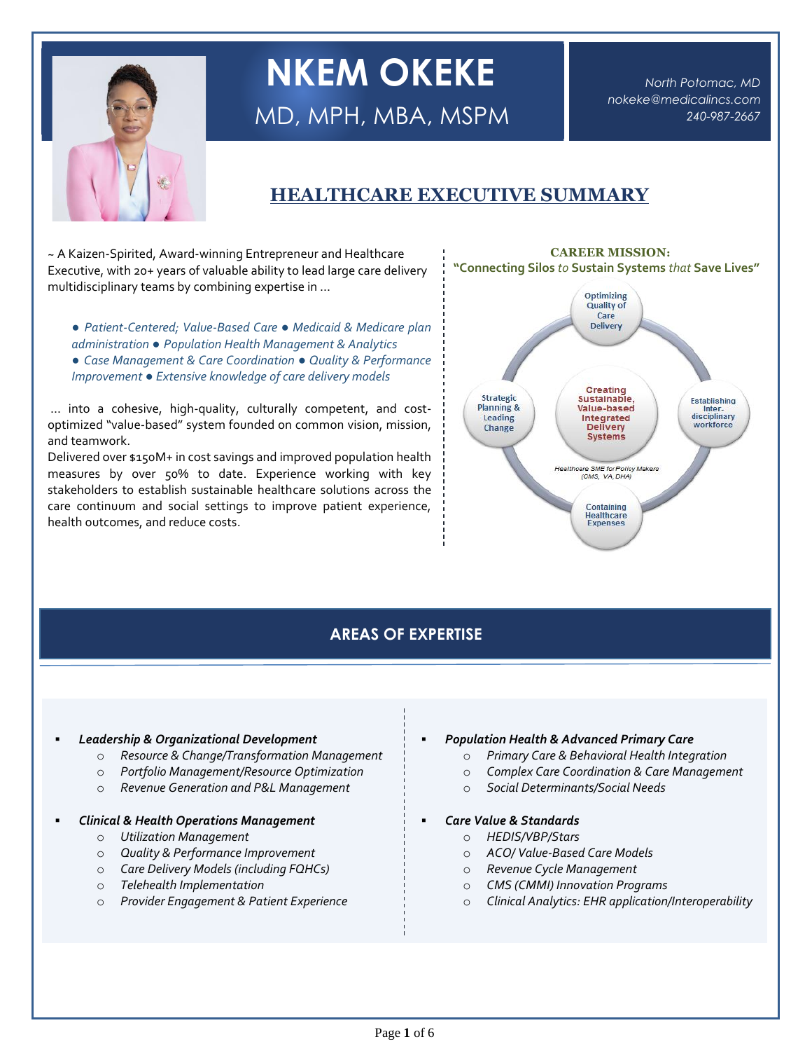# NKEM OKEKE

MD, MPH, MBA, MSPM

*North Potomac, MD*
*nokeke@medicalincs.com*
*240-987-2667*

## HEALTHCARE EXECUTIVE SUMMARY

~ A Kaizen-Spirited, Award-winning Entrepreneur and Healthcare Executive, with 20+ years of valuable ability to lead large care delivery multidisciplinary teams by combining expertise in …

*● Patient-Centered; Value-Based Care ● Medicaid & Medicare plan administration ● Population Health Management & Analytics ● Case Management & Care Coordination ● Quality & Performance Improvement ● Extensive knowledge of care delivery models*

… into a cohesive, high-quality, culturally competent, and cost-optimized "value-based" system founded on common vision, mission, and teamwork.

Delivered over $150M+ in cost savings and improved population health measures by over 50% to date. Experience working with key stakeholders to establish sustainable healthcare solutions across the care continuum and social settings to improve patient experience, health outcomes, and reduce costs.

**CAREER MISSION:**
**"Connecting Silos *to* Sustain Systems *that* Save Lives"**

- Optimizing Quality of Care Delivery
- Strategic Planning & Leading Change
- Creating Sustainable, Value-based Integrated Delivery Systems
- Establishing Inter-disciplinary workforce
- Containing Healthcare Expenses

*Healthcare SME for Policy Makers (CMS, VA, DHA)*

## AREAS OF EXPERTISE

- ***Leadership & Organizational Development***
  - *Resource & Change/Transformation Management*
  - *Portfolio Management/Resource Optimization*
  - *Revenue Generation and P&L Management*
- ***Clinical & Health Operations Management***
  - *Utilization Management*
  - *Quality & Performance Improvement*
  - *Care Delivery Models (including FQHCs)*
  - *Telehealth Implementation*
  - *Provider Engagement & Patient Experience*
- ***Population Health & Advanced Primary Care***
  - *Primary Care & Behavioral Health Integration*
  - *Complex Care Coordination & Care Management*
  - *Social Determinants/Social Needs*
- ***Care Value & Standards***
  - *HEDIS/VBP/Stars*
  - *ACO/ Value-Based Care Models*
  - *Revenue Cycle Management*
  - *CMS (CMMI) Innovation Programs*
  - *Clinical Analytics: EHR application/Interoperability*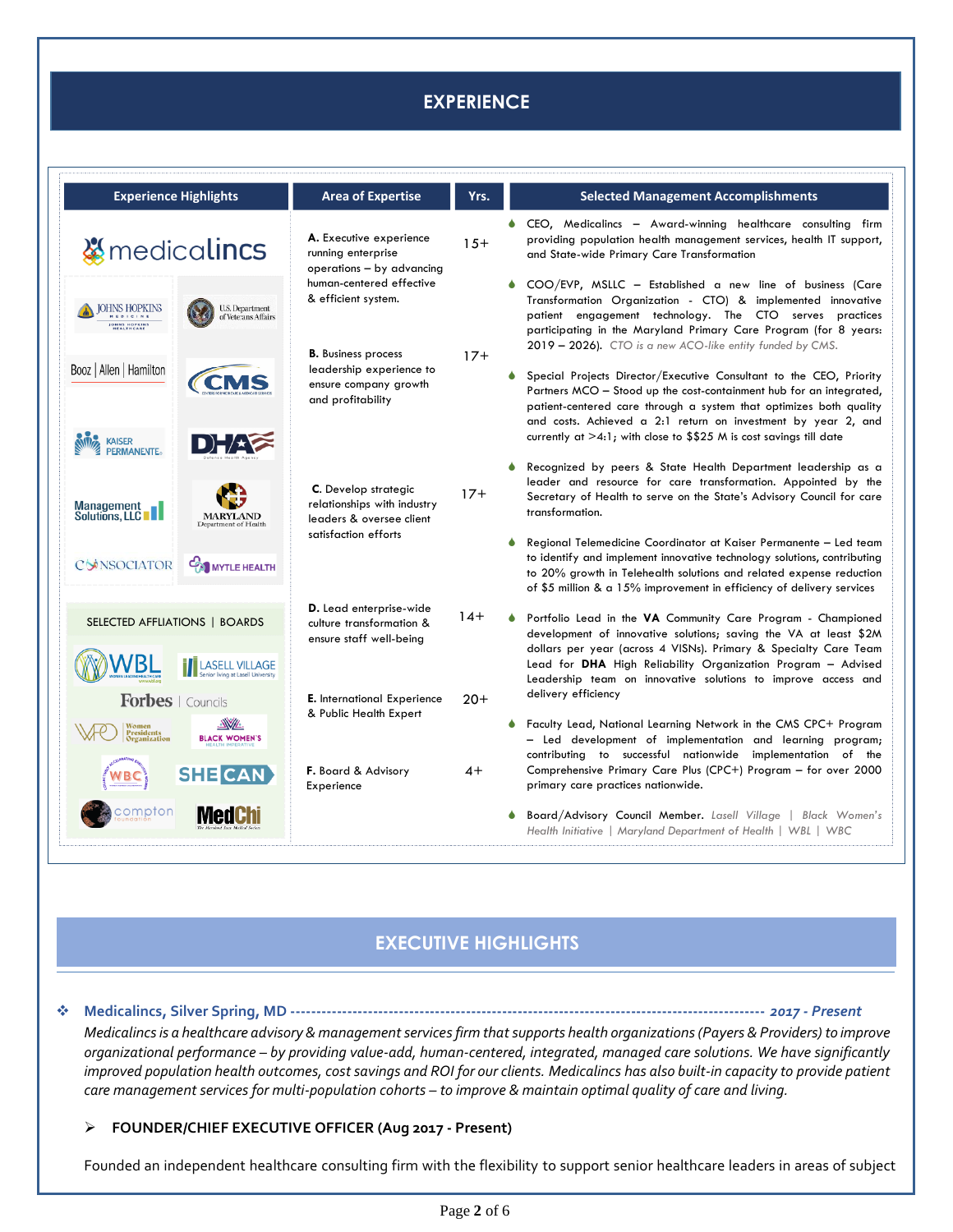## EXPERIENCE

| Experience Highlights | Area of Expertise | Yrs. | Selected Management Accomplishments |
|---|---|---|---|
| medicalincs; Johns Hopkins Medicine; U.S. Department of Veterans Affairs; Booz \| Allen \| Hamilton; CMS; Kaiser Permanente; DHA; Management Solutions, LLC; Maryland Department of Health; Consociator; Mytle Health | **A.** Executive experience running enterprise operations – by advancing human-centered effective & efficient system. | 15+ | CEO, Medicalincs – Award-winning healthcare consulting firm providing population health management services, health IT support, and State-wide Primary Care Transformation |
| | | | COO/EVP, MSLLC – Established a new line of business (Care Transformation Organization - CTO) & implemented innovative patient engagement technology. The CTO serves practices participating in the Maryland Primary Care Program (for 8 years: 2019 – 2026). *CTO is a new ACO-like entity funded by CMS.* |
| | **B.** Business process leadership experience to ensure company growth and profitability | 17+ | Special Projects Director/Executive Consultant to the CEO, Priority Partners MCO – Stood up the cost-containment hub for an integrated, patient-centered care through a system that optimizes both quality and costs. Achieved a 2:1 return on investment by year 2, and currently at >4:1; with close to $$25 M is cost savings till date |
| | **C.** Develop strategic relationships with industry leaders & oversee client satisfaction efforts | 17+ | Recognized by peers & State Health Department leadership as a leader and resource for care transformation. Appointed by the Secretary of Health to serve on the State's Advisory Council for care transformation. |
| | | | Regional Telemedicine Coordinator at Kaiser Permanente – Led team to identify and implement innovative technology solutions, contributing to 20% growth in Telehealth solutions and related expense reduction of $5 million & a 15% improvement in efficiency of delivery services |
| SELECTED AFFLIATIONS \| BOARDS: WBL; Lasell Village; Forbes \| Councils; Women Presidents Organization; Black Women's Health Imperative; WBC; SHE CAN; Compton Foundation; MedChi | **D.** Lead enterprise-wide culture transformation & ensure staff well-being | 14+ | Portfolio Lead in the **VA** Community Care Program - Championed development of innovative solutions; saving the VA at least $2M dollars per year (across 4 VISNs). Primary & Specialty Care Team Lead for **DHA** High Reliability Organization Program – Advised Leadership team on innovative solutions to improve access and delivery efficiency |
| | **E.** International Experience & Public Health Expert | 20+ | Faculty Lead, National Learning Network in the CMS CPC+ Program – Led development of implementation and learning program; contributing to successful nationwide implementation of the Comprehensive Primary Care Plus (CPC+) Program – for over 2000 primary care practices nationwide. |
| | **F.** Board & Advisory Experience | 4+ | Board/Advisory Council Member. *Lasell Village \| Black Women's Health Initiative \| Maryland Department of Health \| WBL \| WBC* |

## EXECUTIVE HIGHLIGHTS

❖ **Medicalincs, Silver Spring, MD ------------------------------------------------------------------------------------------- *2017 - Present***

*Medicalincs is a healthcare advisory & management services firm that supports health organizations (Payers & Providers) to improve organizational performance – by providing value-add, human-centered, integrated, managed care solutions. We have significantly improved population health outcomes, cost savings and ROI for our clients. Medicalincs has also built-in capacity to provide patient care management services for multi-population cohorts – to improve & maintain optimal quality of care and living.*

➢ **FOUNDER/CHIEF EXECUTIVE OFFICER (Aug 2017 - Present)**

Founded an independent healthcare consulting firm with the flexibility to support senior healthcare leaders in areas of subject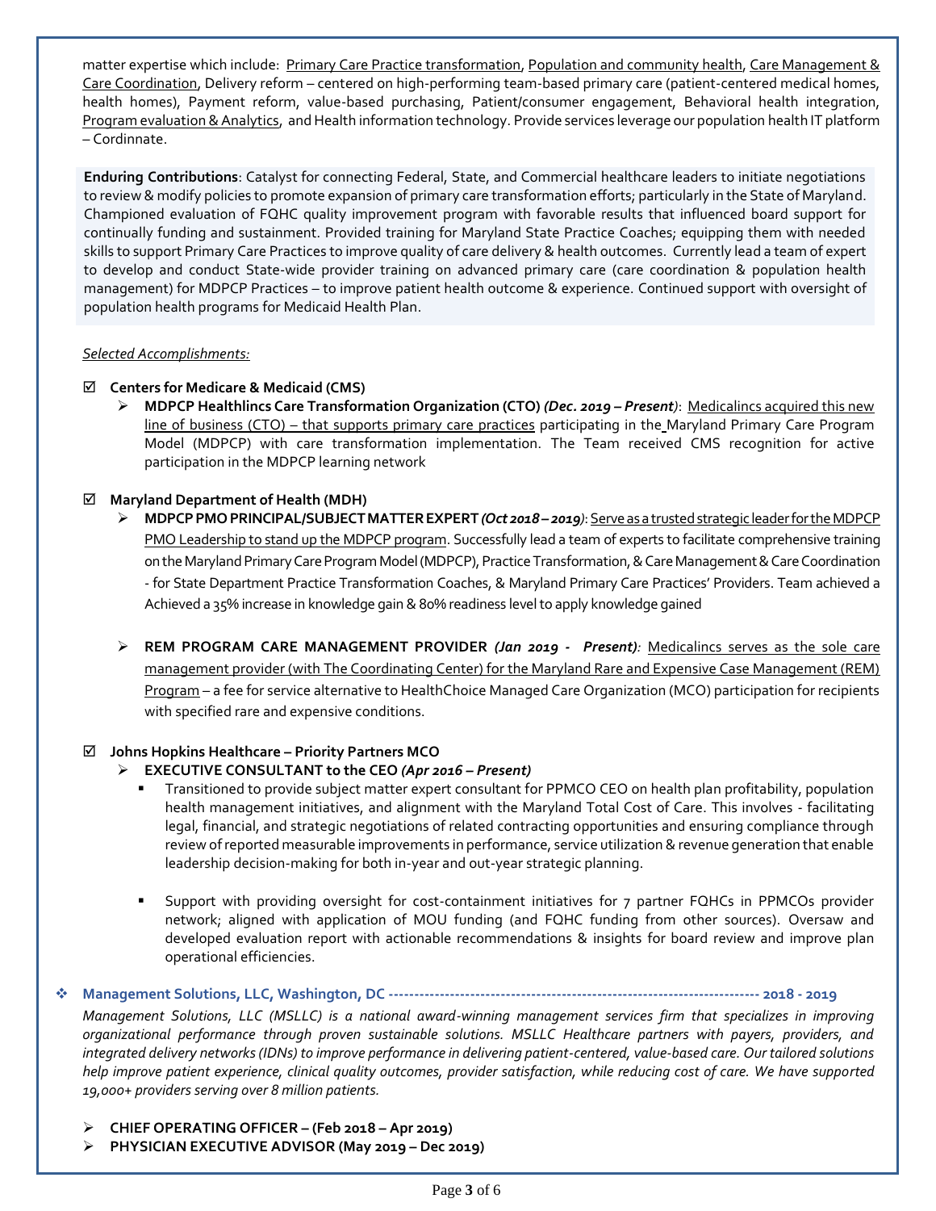matter expertise which include: Primary Care Practice transformation, Population and community health, Care Management & Care Coordination, Delivery reform – centered on high-performing team-based primary care (patient-centered medical homes, health homes), Payment reform, value-based purchasing, Patient/consumer engagement, Behavioral health integration, Program evaluation & Analytics, and Health information technology. Provide services leverage our population health IT platform – Cordinnate.

**Enduring Contributions**: Catalyst for connecting Federal, State, and Commercial healthcare leaders to initiate negotiations to review & modify policies to promote expansion of primary care transformation efforts; particularly in the State of Maryland. Championed evaluation of FQHC quality improvement program with favorable results that influenced board support for continually funding and sustainment. Provided training for Maryland State Practice Coaches; equipping them with needed skills to support Primary Care Practices to improve quality of care delivery & health outcomes. Currently lead a team of expert to develop and conduct State-wide provider training on advanced primary care (care coordination & population health management) for MDPCP Practices – to improve patient health outcome & experience. Continued support with oversight of population health programs for Medicaid Health Plan.

*Selected Accomplishments:*

- ☑ **Centers for Medicare & Medicaid (CMS)**
  - ➢ **MDPCP Healthlincs Care Transformation Organization (CTO)** ***(Dec. 2019 – Present)***: Medicalincs acquired this new line of business (CTO) – that supports primary care practices participating in the Maryland Primary Care Program Model (MDPCP) with care transformation implementation. The Team received CMS recognition for active participation in the MDPCP learning network

- ☑ **Maryland Department of Health (MDH)**
  - ➢ **MDPCP PMO PRINCIPAL/SUBJECT MATTER EXPERT** ***(Oct 2018 – 2019)***: Serve as a trusted strategic leader for the MDPCP PMO Leadership to stand up the MDPCP program. Successfully lead a team of experts to facilitate comprehensive training on the Maryland Primary Care Program Model (MDPCP), Practice Transformation, & Care Management & Care Coordination - for State Department Practice Transformation Coaches, & Maryland Primary Care Practices' Providers. Team achieved a Achieved a 35% increase in knowledge gain & 80% readiness level to apply knowledge gained
  - ➢ **REM PROGRAM CARE MANAGEMENT PROVIDER** ***(Jan 2019 - Present)***: Medicalincs serves as the sole care management provider (with The Coordinating Center) for the Maryland Rare and Expensive Case Management (REM) Program – a fee for service alternative to HealthChoice Managed Care Organization (MCO) participation for recipients with specified rare and expensive conditions.

- ☑ **Johns Hopkins Healthcare – Priority Partners MCO**
  - ➢ **EXECUTIVE CONSULTANT to the CEO** ***(Apr 2016 – Present)***
    - Transitioned to provide subject matter expert consultant for PPMCO CEO on health plan profitability, population health management initiatives, and alignment with the Maryland Total Cost of Care. This involves - facilitating legal, financial, and strategic negotiations of related contracting opportunities and ensuring compliance through review of reported measurable improvements in performance, service utilization & revenue generation that enable leadership decision-making for both in-year and out-year strategic planning.
    - Support with providing oversight for cost-containment initiatives for 7 partner FQHCs in PPMCOs provider network; aligned with application of MOU funding (and FQHC funding from other sources). Oversaw and developed evaluation report with actionable recommendations & insights for board review and improve plan operational efficiencies.

❖ **Management Solutions, LLC, Washington, DC ---------------------------------------------------------------------- 2018 - 2019**

*Management Solutions, LLC (MSLLC) is a national award-winning management services firm that specializes in improving organizational performance through proven sustainable solutions. MSLLC Healthcare partners with payers, providers, and integrated delivery networks (IDNs) to improve performance in delivering patient-centered, value-based care. Our tailored solutions help improve patient experience, clinical quality outcomes, provider satisfaction, while reducing cost of care. We have supported 19,000+ providers serving over 8 million patients.*

- ➢ **CHIEF OPERATING OFFICER – (Feb 2018 – Apr 2019)**
- ➢ **PHYSICIAN EXECUTIVE ADVISOR (May 2019 – Dec 2019)**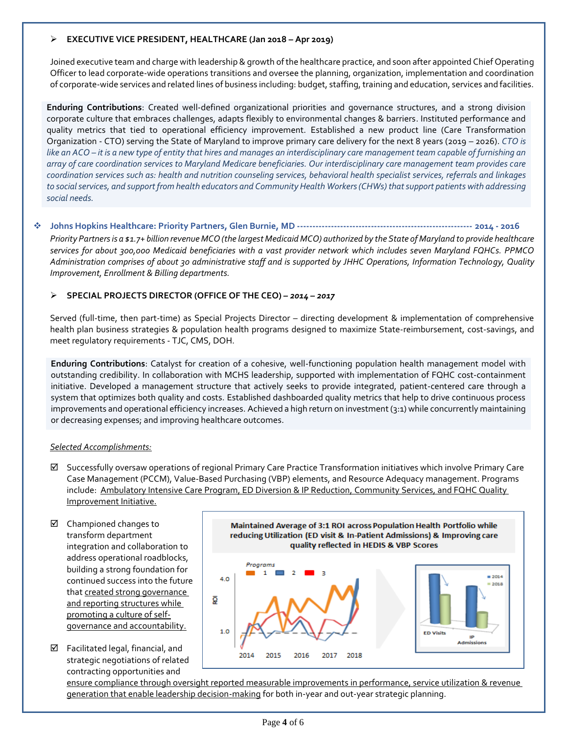- **EXECUTIVE VICE PRESIDENT, HEALTHCARE (Jan 2018 – Apr 2019)**

Joined executive team and charge with leadership & growth of the healthcare practice, and soon after appointed Chief Operating Officer to lead corporate-wide operations transitions and oversee the planning, organization, implementation and coordination of corporate-wide services and related lines of business including: budget, staffing, training and education, services and facilities.

**Enduring Contributions**: Created well-defined organizational priorities and governance structures, and a strong division corporate culture that embraces challenges, adapts flexibly to environmental changes & barriers. Instituted performance and quality metrics that tied to operational efficiency improvement. Established a new product line (Care Transformation Organization - CTO) serving the State of Maryland to improve primary care delivery for the next 8 years (2019 – 2026). *CTO is like an ACO – it is a new type of entity that hires and manages an interdisciplinary care management team capable of furnishing an array of care coordination services to Maryland Medicare beneficiaries. Our interdisciplinary care management team provides care coordination services such as: health and nutrition counseling services, behavioral health specialist services, referrals and linkages to social services, and support from health educators and Community Health Workers (CHWs) that support patients with addressing social needs.*

**Johns Hopkins Healthcare: Priority Partners, Glen Burnie, MD ---------------------------------------------------------- 2014 - 2016**

*Priority Partners is a $1.7+ billion revenue MCO (the largest Medicaid MCO) authorized by the State of Maryland to provide healthcare services for about 300,000 Medicaid beneficiaries with a vast provider network which includes seven Maryland FQHCs. PPMCO Administration comprises of about 30 administrative staff and is supported by JHHC Operations, Information Technology, Quality Improvement, Enrollment & Billing departments.*

- **SPECIAL PROJECTS DIRECTOR (OFFICE OF THE CEO) – *2014 – 2017***

Served (full-time, then part-time) as Special Projects Director – directing development & implementation of comprehensive health plan business strategies & population health programs designed to maximize State-reimbursement, cost-savings, and meet regulatory requirements - TJC, CMS, DOH.

**Enduring Contributions**: Catalyst for creation of a cohesive, well-functioning population health management model with outstanding credibility. In collaboration with MCHS leadership, supported with implementation of FQHC cost-containment initiative. Developed a management structure that actively seeks to provide integrated, patient-centered care through a system that optimizes both quality and costs. Established dashboarded quality metrics that help to drive continuous process improvements and operational efficiency increases. Achieved a high return on investment (3:1) while concurrently maintaining or decreasing expenses; and improving healthcare outcomes.

*Selected Accomplishments:*

- ☑ Successfully oversaw operations of regional Primary Care Practice Transformation initiatives which involve Primary Care Case Management (PCCM), Value-Based Purchasing (VBP) elements, and Resource Adequacy management. Programs include: Ambulatory Intensive Care Program, ED Diversion & IP Reduction, Community Services, and FQHC Quality Improvement Initiative.

- ☑ Championed changes to transform department integration and collaboration to address operational roadblocks, building a strong foundation for continued success into the future that created strong governance and reporting structures while promoting a culture of self-governance and accountability.

**Maintained Average of 3:1 ROI across Population Health Portfolio while reducing Utilization (ED visit & In-Patient Admissions) & Improving care quality reflected in HEDIS & VBP Scores**

- ☑ Facilitated legal, financial, and strategic negotiations of related contracting opportunities and ensure compliance through oversight reported measurable improvements in performance, service utilization & revenue generation that enable leadership decision-making for both in-year and out-year strategic planning.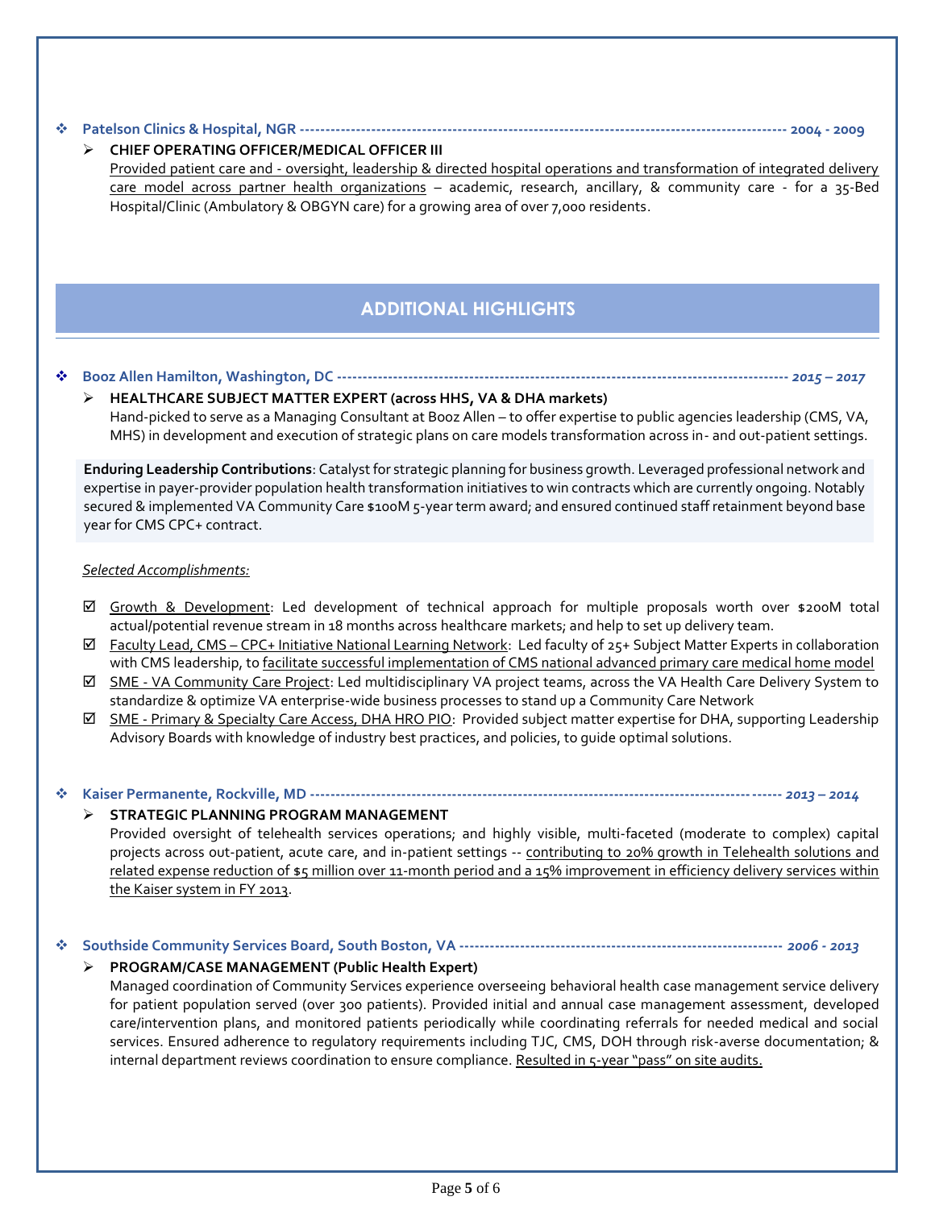❖ **Patelson Clinics & Hospital, NGR ---------------------------------------------------------------------------------------------- 2004 - 2009**

➢ **CHIEF OPERATING OFFICER/MEDICAL OFFICER III**

Provided patient care and - oversight, leadership & directed hospital operations and transformation of integrated delivery care model across partner health organizations – academic, research, ancillary, & community care - for a 35-Bed Hospital/Clinic (Ambulatory & OBGYN care) for a growing area of over 7,000 residents.

## ADDITIONAL HIGHLIGHTS

❖ **Booz Allen Hamilton, Washington, DC ------------------------------------------------------------------------------------ *2015 – 2017***

➢ **HEALTHCARE SUBJECT MATTER EXPERT (across HHS, VA & DHA markets)**

Hand-picked to serve as a Managing Consultant at Booz Allen – to offer expertise to public agencies leadership (CMS, VA, MHS) in development and execution of strategic plans on care models transformation across in- and out-patient settings.

**Enduring Leadership Contributions**: Catalyst for strategic planning for business growth. Leveraged professional network and expertise in payer-provider population health transformation initiatives to win contracts which are currently ongoing. Notably secured & implemented VA Community Care $100M 5-year term award; and ensured continued staff retainment beyond base year for CMS CPC+ contract.

*Selected Accomplishments:*

- ☑ Growth & Development: Led development of technical approach for multiple proposals worth over $200M total actual/potential revenue stream in 18 months across healthcare markets; and help to set up delivery team.
- ☑ Faculty Lead, CMS – CPC+ Initiative National Learning Network: Led faculty of 25+ Subject Matter Experts in collaboration with CMS leadership, to facilitate successful implementation of CMS national advanced primary care medical home model
- ☑ SME - VA Community Care Project: Led multidisciplinary VA project teams, across the VA Health Care Delivery System to standardize & optimize VA enterprise-wide business processes to stand up a Community Care Network
- ☑ SME - Primary & Specialty Care Access, DHA HRO PIO: Provided subject matter expertise for DHA, supporting Leadership Advisory Boards with knowledge of industry best practices, and policies, to guide optimal solutions.

❖ **Kaiser Permanente, Rockville, MD --------------------------------------------------------------------------------------------- *2013 – 2014***

➢ **STRATEGIC PLANNING PROGRAM MANAGEMENT**

Provided oversight of telehealth services operations; and highly visible, multi-faceted (moderate to complex) capital projects across out-patient, acute care, and in-patient settings -- contributing to 20% growth in Telehealth solutions and related expense reduction of $5 million over 11-month period and a 15% improvement in efficiency delivery services within the Kaiser system in FY 2013.

❖ **Southside Community Services Board, South Boston, VA -------------------------------------------------------------- *2006 - 2013***

➢ **PROGRAM/CASE MANAGEMENT (Public Health Expert)**

Managed coordination of Community Services experience overseeing behavioral health case management service delivery for patient population served (over 300 patients). Provided initial and annual case management assessment, developed care/intervention plans, and monitored patients periodically while coordinating referrals for needed medical and social services. Ensured adherence to regulatory requirements including TJC, CMS, DOH through risk-averse documentation; & internal department reviews coordination to ensure compliance. Resulted in 5-year "pass" on site audits.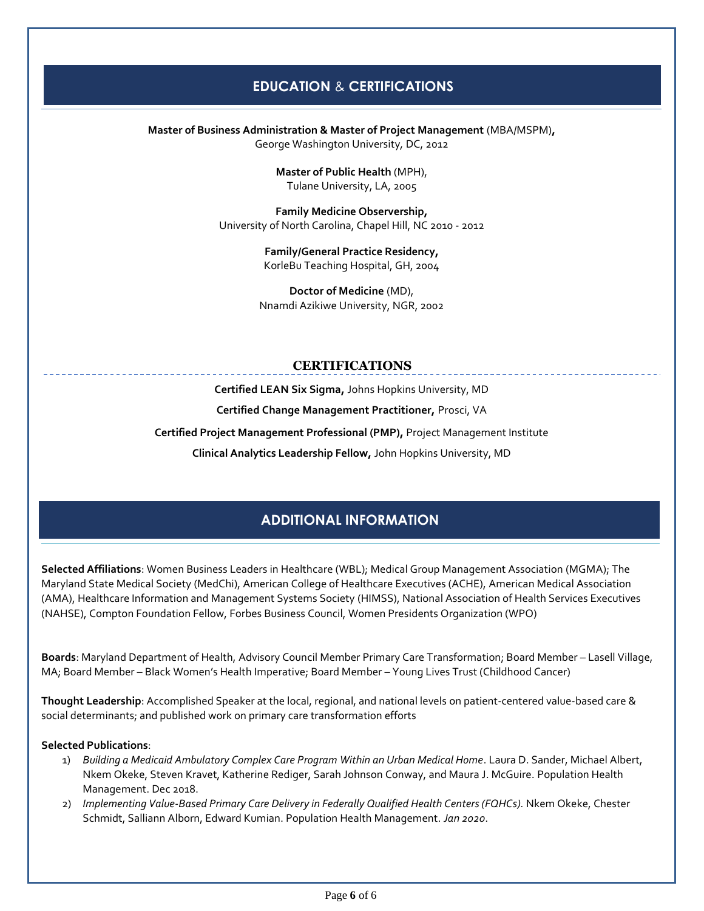## **EDUCATION** & **CERTIFICATIONS**

**Master of Business Administration & Master of Project Management** (MBA/MSPM)**,**
George Washington University, DC, 2012

**Master of Public Health** (MPH),
Tulane University, LA, 2005

**Family Medicine Observership,**
University of North Carolina, Chapel Hill, NC 2010 - 2012

**Family/General Practice Residency,**
KorleBu Teaching Hospital, GH, 2004

**Doctor of Medicine** (MD),
Nnamdi Azikiwe University, NGR, 2002

### CERTIFICATIONS

**Certified LEAN Six Sigma,** Johns Hopkins University, MD

**Certified Change Management Practitioner,** Prosci, VA

**Certified Project Management Professional (PMP),** Project Management Institute

**Clinical Analytics Leadership Fellow,** John Hopkins University, MD

## ADDITIONAL INFORMATION

**Selected Affiliations**: Women Business Leaders in Healthcare (WBL); Medical Group Management Association (MGMA); The Maryland State Medical Society (MedChi), American College of Healthcare Executives (ACHE), American Medical Association (AMA), Healthcare Information and Management Systems Society (HIMSS), National Association of Health Services Executives (NAHSE), Compton Foundation Fellow, Forbes Business Council, Women Presidents Organization (WPO)

**Boards**: Maryland Department of Health, Advisory Council Member Primary Care Transformation; Board Member – Lasell Village, MA; Board Member – Black Women's Health Imperative; Board Member – Young Lives Trust (Childhood Cancer)

**Thought Leadership**: Accomplished Speaker at the local, regional, and national levels on patient-centered value-based care & social determinants; and published work on primary care transformation efforts

**Selected Publications**:

1) *Building a Medicaid Ambulatory Complex Care Program Within an Urban Medical Home*. Laura D. Sander, Michael Albert, Nkem Okeke, Steven Kravet, Katherine Rediger, Sarah Johnson Conway, and Maura J. McGuire. Population Health Management. Dec 2018.
2) *Implementing Value-Based Primary Care Delivery in Federally Qualified Health Centers (FQHCs).* Nkem Okeke, Chester Schmidt, Salliann Alborn, Edward Kumian. Population Health Management. *Jan 2020*.